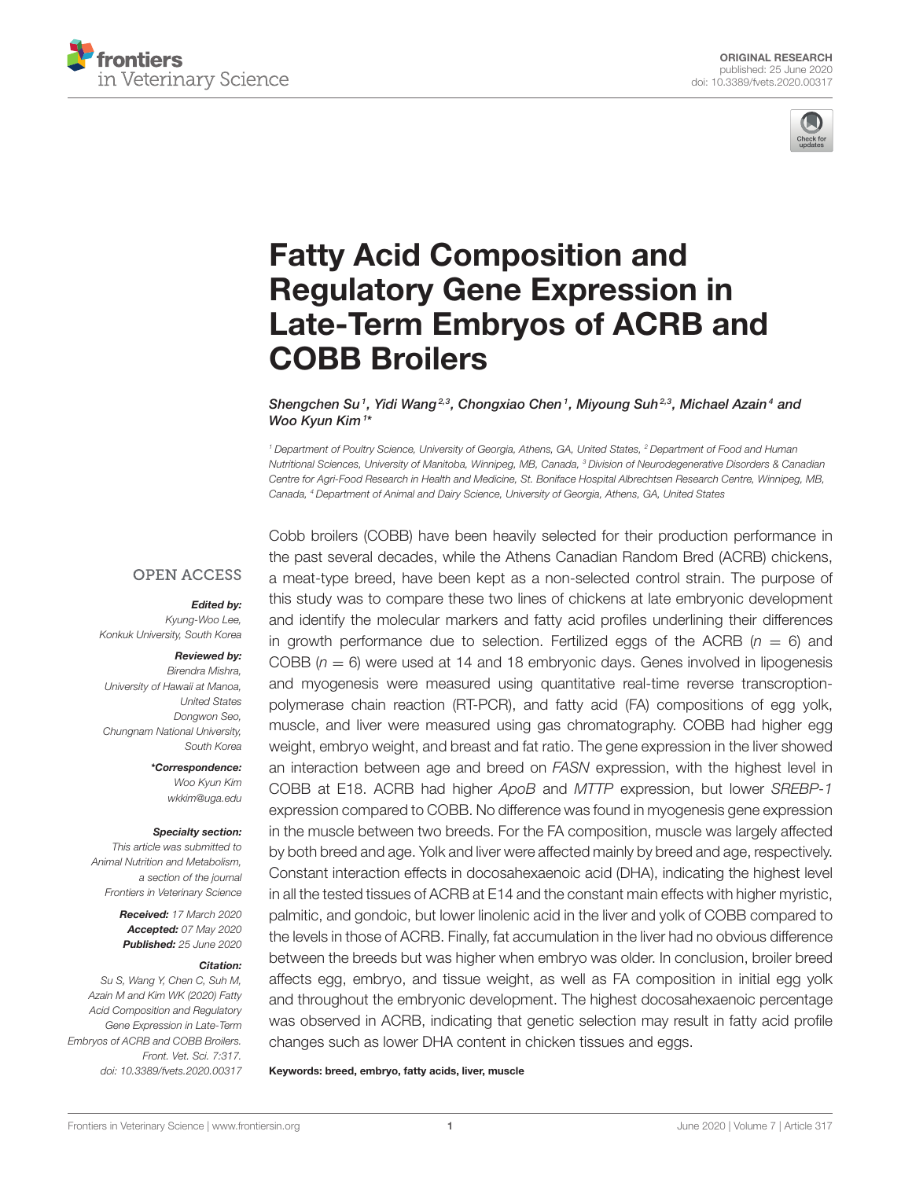ORIGINAL RESEARCH
published: 25 June 2020
doi: 10.3389/fvets.2020.00317

# Fatty Acid Composition and Regulatory Gene Expression in Late-Term Embryos of ACRB and COBB Broilers

*Shengchen Su[1], Yidi Wang[2,3], Chongxiao Chen[1], Miyoung Suh[2,3], Michael Azain[4] and Woo Kyun Kim[1]\**

[1] Department of Poultry Science, University of Georgia, Athens, GA, United States, [2] Department of Food and Human Nutritional Sciences, University of Manitoba, Winnipeg, MB, Canada, [3] Division of Neurodegenerative Disorders & Canadian Centre for Agri-Food Research in Health and Medicine, St. Boniface Hospital Albrechtsen Research Centre, Winnipeg, MB, Canada, [4] Department of Animal and Dairy Science, University of Georgia, Athens, GA, United States

OPEN ACCESS

***Edited by:***
Kyung-Woo Lee,
Konkuk University, South Korea

***Reviewed by:***
Birendra Mishra,
University of Hawaii at Manoa,
United States
Dongwon Seo,
Chungnam National University,
South Korea

***\*Correspondence:***
Woo Kyun Kim
wkkim@uga.edu

***Specialty section:***
This article was submitted to
Animal Nutrition and Metabolism,
a section of the journal
Frontiers in Veterinary Science

***Received:*** 17 March 2020
***Accepted:*** 07 May 2020
***Published:*** 25 June 2020

***Citation:***
Su S, Wang Y, Chen C, Suh M, Azain M and Kim WK (2020) Fatty Acid Composition and Regulatory Gene Expression in Late-Term Embryos of ACRB and COBB Broilers. Front. Vet. Sci. 7:317. doi: 10.3389/fvets.2020.00317

Cobb broilers (COBB) have been heavily selected for their production performance in the past several decades, while the Athens Canadian Random Bred (ACRB) chickens, a meat-type breed, have been kept as a non-selected control strain. The purpose of this study was to compare these two lines of chickens at late embryonic development and identify the molecular markers and fatty acid profiles underlining their differences in growth performance due to selection. Fertilized eggs of the ACRB ($n = 6$) and COBB ($n = 6$) were used at 14 and 18 embryonic days. Genes involved in lipogenesis and myogenesis were measured using quantitative real-time reverse transcription-polymerase chain reaction (RT-PCR), and fatty acid (FA) compositions of egg yolk, muscle, and liver were measured using gas chromatography. COBB had higher egg weight, embryo weight, and breast and fat ratio. The gene expression in the liver showed an interaction between age and breed on *FASN* expression, with the highest level in COBB at E18. ACRB had higher *ApoB* and *MTTP* expression, but lower *SREBP-1* expression compared to COBB. No difference was found in myogenesis gene expression in the muscle between two breeds. For the FA composition, muscle was largely affected by both breed and age. Yolk and liver were affected mainly by breed and age, respectively. Constant interaction effects in docosahexaenoic acid (DHA), indicating the highest level in all the tested tissues of ACRB at E14 and the constant main effects with higher myristic, palmitic, and gondoic, but lower linolenic acid in the liver and yolk of COBB compared to the levels in those of ACRB. Finally, fat accumulation in the liver had no obvious difference between the breeds but was higher when embryo was older. In conclusion, broiler breed affects egg, embryo, and tissue weight, as well as FA composition in initial egg yolk and throughout the embryonic development. The highest docosahexaenoic percentage was observed in ACRB, indicating that genetic selection may result in fatty acid profile changes such as lower DHA content in chicken tissues and eggs.

**Keywords: breed, embryo, fatty acids, liver, muscle**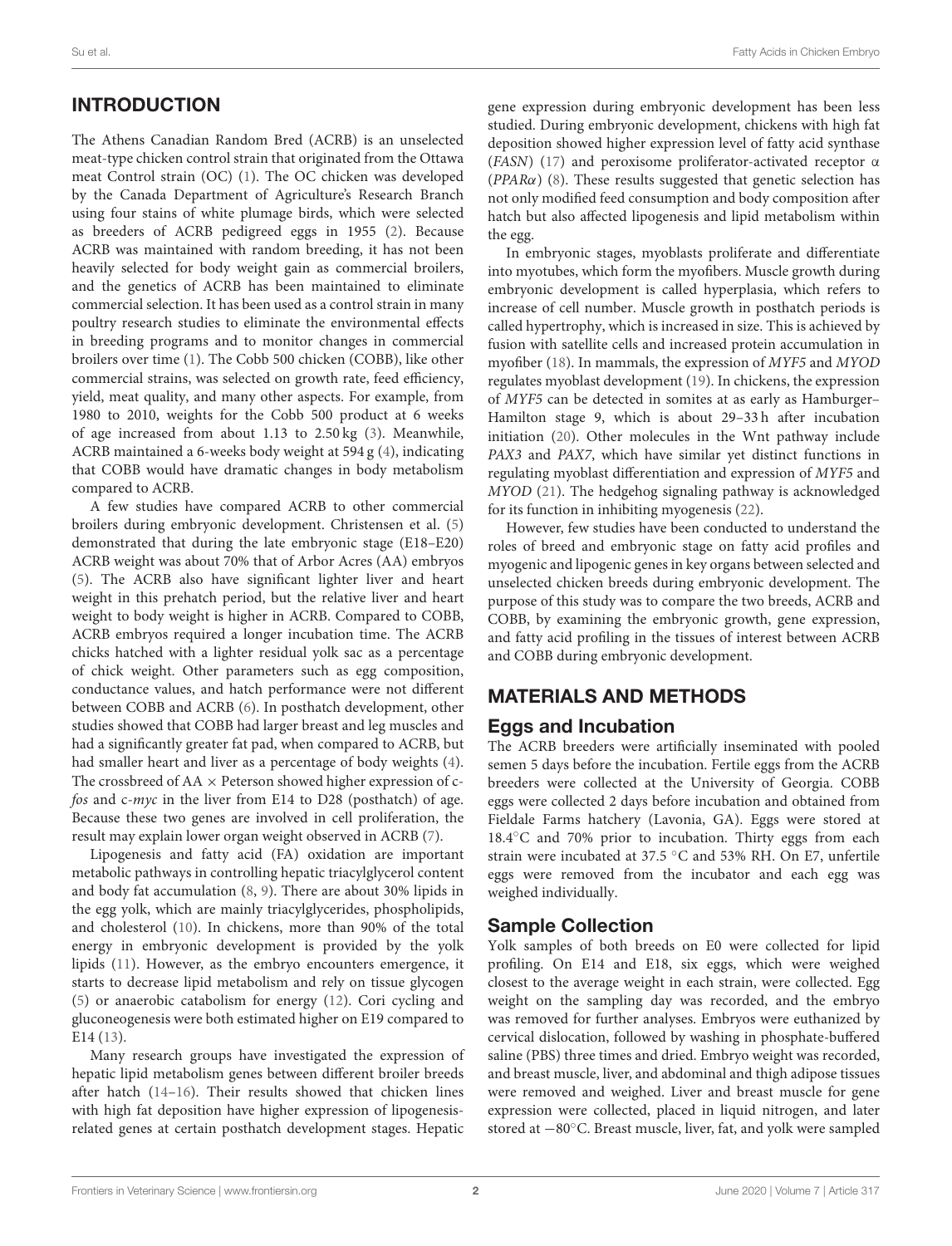## INTRODUCTION

The Athens Canadian Random Bred (ACRB) is an unselected meat-type chicken control strain that originated from the Ottawa meat Control strain (OC) (1). The OC chicken was developed by the Canada Department of Agriculture's Research Branch using four stains of white plumage birds, which were selected as breeders of ACRB pedigreed eggs in 1955 (2). Because ACRB was maintained with random breeding, it has not been heavily selected for body weight gain as commercial broilers, and the genetics of ACRB has been maintained to eliminate commercial selection. It has been used as a control strain in many poultry research studies to eliminate the environmental effects in breeding programs and to monitor changes in commercial broilers over time (1). The Cobb 500 chicken (COBB), like other commercial strains, was selected on growth rate, feed efficiency, yield, meat quality, and many other aspects. For example, from 1980 to 2010, weights for the Cobb 500 product at 6 weeks of age increased from about 1.13 to 2.50 kg (3). Meanwhile, ACRB maintained a 6-weeks body weight at 594 g (4), indicating that COBB would have dramatic changes in body metabolism compared to ACRB.

A few studies have compared ACRB to other commercial broilers during embryonic development. Christensen et al. (5) demonstrated that during the late embryonic stage (E18–E20) ACRB weight was about 70% that of Arbor Acres (AA) embryos (5). The ACRB also have significant lighter liver and heart weight in this prehatch period, but the relative liver and heart weight to body weight is higher in ACRB. Compared to COBB, ACRB embryos required a longer incubation time. The ACRB chicks hatched with a lighter residual yolk sac as a percentage of chick weight. Other parameters such as egg composition, conductance values, and hatch performance were not different between COBB and ACRB (6). In posthatch development, other studies showed that COBB had larger breast and leg muscles and had a significantly greater fat pad, when compared to ACRB, but had smaller heart and liver as a percentage of body weights (4). The crossbreed of AA × Peterson showed higher expression of c-*fos* and c-*myc* in the liver from E14 to D28 (posthatch) of age. Because these two genes are involved in cell proliferation, the result may explain lower organ weight observed in ACRB (7).

Lipogenesis and fatty acid (FA) oxidation are important metabolic pathways in controlling hepatic triacylglycerol content and body fat accumulation (8, 9). There are about 30% lipids in the egg yolk, which are mainly triacylglycerides, phospholipids, and cholesterol (10). In chickens, more than 90% of the total energy in embryonic development is provided by the yolk lipids (11). However, as the embryo encounters emergence, it starts to decrease lipid metabolism and rely on tissue glycogen (5) or anaerobic catabolism for energy (12). Cori cycling and gluconeogenesis were both estimated higher on E19 compared to E14 (13).

Many research groups have investigated the expression of hepatic lipid metabolism genes between different broiler breeds after hatch (14–16). Their results showed that chicken lines with high fat deposition have higher expression of lipogenesis-related genes at certain posthatch development stages. Hepatic gene expression during embryonic development has been less studied. During embryonic development, chickens with high fat deposition showed higher expression level of fatty acid synthase (*FASN*) (17) and peroxisome proliferator-activated receptor α (*PPARα*) (8). These results suggested that genetic selection has not only modified feed consumption and body composition after hatch but also affected lipogenesis and lipid metabolism within the egg.

In embryonic stages, myoblasts proliferate and differentiate into myotubes, which form the myofibers. Muscle growth during embryonic development is called hyperplasia, which refers to increase of cell number. Muscle growth in posthatch periods is called hypertrophy, which is increased in size. This is achieved by fusion with satellite cells and increased protein accumulation in myofiber (18). In mammals, the expression of *MYF5* and *MYOD* regulates myoblast development (19). In chickens, the expression of *MYF5* can be detected in somites at as early as Hamburger–Hamilton stage 9, which is about 29–33 h after incubation initiation (20). Other molecules in the Wnt pathway include *PAX3* and *PAX7*, which have similar yet distinct functions in regulating myoblast differentiation and expression of *MYF5* and *MYOD* (21). The hedgehog signaling pathway is acknowledged for its function in inhibiting myogenesis (22).

However, few studies have been conducted to understand the roles of breed and embryonic stage on fatty acid profiles and myogenic and lipogenic genes in key organs between selected and unselected chicken breeds during embryonic development. The purpose of this study was to compare the two breeds, ACRB and COBB, by examining the embryonic growth, gene expression, and fatty acid profiling in the tissues of interest between ACRB and COBB during embryonic development.

## MATERIALS AND METHODS

### Eggs and Incubation

The ACRB breeders were artificially inseminated with pooled semen 5 days before the incubation. Fertile eggs from the ACRB breeders were collected at the University of Georgia. COBB eggs were collected 2 days before incubation and obtained from Fieldale Farms hatchery (Lavonia, GA). Eggs were stored at 18.4°C and 70% prior to incubation. Thirty eggs from each strain were incubated at 37.5 °C and 53% RH. On E7, unfertile eggs were removed from the incubator and each egg was weighed individually.

### Sample Collection

Yolk samples of both breeds on E0 were collected for lipid profiling. On E14 and E18, six eggs, which were weighed closest to the average weight in each strain, were collected. Egg weight on the sampling day was recorded, and the embryo was removed for further analyses. Embryos were euthanized by cervical dislocation, followed by washing in phosphate-buffered saline (PBS) three times and dried. Embryo weight was recorded, and breast muscle, liver, and abdominal and thigh adipose tissues were removed and weighed. Liver and breast muscle for gene expression were collected, placed in liquid nitrogen, and later stored at −80°C. Breast muscle, liver, fat, and yolk were sampled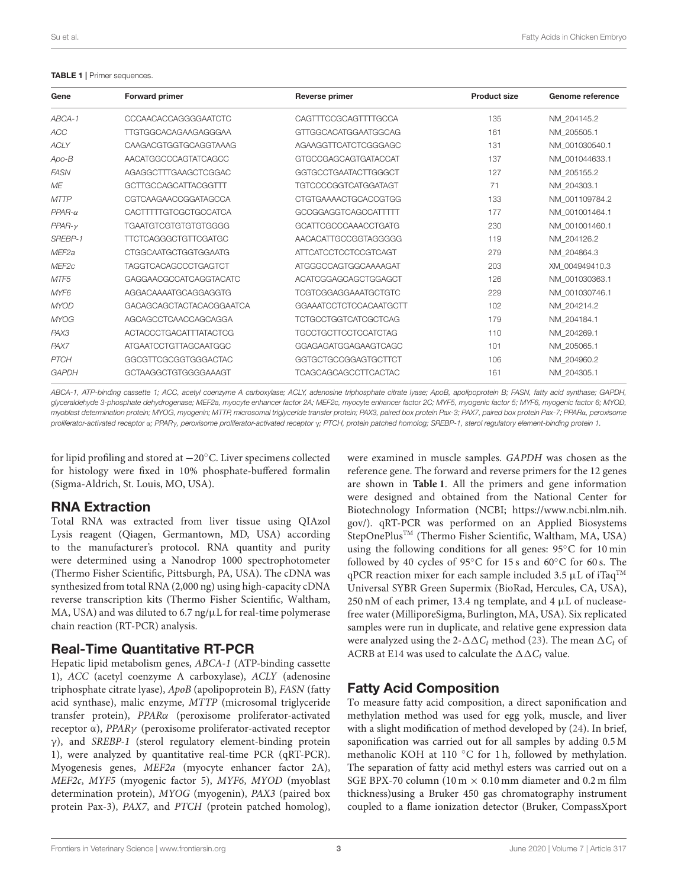**TABLE 1** | Primer sequences.

| Gene | Forward primer | Reverse primer | Product size | Genome reference |
|---|---|---|---|---|
| *ABCA-1* | CCCAACACCAGGGGAATCTC | CAGTTTCCGCAGTTTTGCCA | 135 | NM_204145.2 |
| *ACC* | TTGTGGCACAGAAGAGGGAA | GTTGGCACATGGAATGGCAG | 161 | NM_205505.1 |
| *ACLY* | CAAGACGTGGTGCAGGTAAAG | AGAAGGTTCATCTCGGGAGC | 131 | NM_001030540.1 |
| *Apo-B* | AACATGGCCCAGTATCAGCC | GTGCCGAGCAGTGATACCAT | 137 | NM_001044633.1 |
| *FASN* | AGAGGCTTTGAAGCTCGGAC | GGTGCCTGAATACTTGGGCT | 127 | NM_205155.2 |
| *ME* | GCTTGCCAGCATTACGGTTT | TGTCCCCGGTCATGGATAGT | 71 | NM_204303.1 |
| *MTTP* | CGTCAAGAACCGGATAGCCA | CTGTGAAAACTGCACCGTGG | 133 | NM_001109784.2 |
| *PPAR-α* | CACTTTTTGTCGCTGCCATCA | GCCGGAGGTCAGCCATTTTT | 177 | NM_001001464.1 |
| *PPAR-γ* | TGAATGTCGTGTGTGTGGGG | GCATTCGCCCAAACCTGATG | 230 | NM_001001460.1 |
| *SREBP-1* | TTCTCAGGGCTGTTCGATGC | AACACATTGCCGGTAGGGGG | 119 | NM_204126.2 |
| *MEF2a* | CTGGCAATGCTGGTGGAATG | ATTCATCCTCCTCCGTCAGT | 279 | NM_204864.3 |
| *MEF2c* | TAGGTCACAGCCCTGAGTCT | ATGGGCCAGTGGCAAAAGAT | 203 | XM_004949410.3 |
| *MTF5* | GAGGAACGCCATCAGGTACATC | ACATCGGAGCAGCTGGAGCT | 126 | NM_001030363.1 |
| *MYF6* | AGGACAAAATGCAGGAGGTG | TCGTCGGAGGAAATGCTGTC | 229 | NM_001030746.1 |
| *MYOD* | GACAGCAGCTACTACACGGAATCA | GGAAATCCTCTCCACAATGCTT | 102 | NM_204214.2 |
| *MYOG* | AGCAGCCTCAACCAGCAGGA | TCTGCCTGGTCATCGCTCAG | 179 | NM_204184.1 |
| *PAX3* | ACTACCCTGACATTTATACTCG | TGCCTGCTTCCTCCATCTAG | 110 | NM_204269.1 |
| *PAX7* | ATGAATCCTGTTAGCAATGGC | GGAGAGATGGAGAAGTCAGC | 101 | NM_205065.1 |
| *PTCH* | GGCGTTCGCGGTGGGACTAC | GGTGCTGCCGGAGTGCTTCT | 106 | NM_204960.2 |
| *GAPDH* | GCTAAGGCTGTGGGGAAAGT | TCAGCAGCAGCCTTCACTAC | 161 | NM_204305.1 |

*ABCA-1, ATP-binding cassette 1; ACC, acetyl coenzyme A carboxylase; ACLY, adenosine triphosphate citrate lyase; ApoB, apolipoprotein B; FASN, fatty acid synthase; GAPDH, glyceraldehyde 3-phosphate dehydrogenase; MEF2a, myocyte enhancer factor 2A; MEF2c, myocyte enhancer factor 2C; MYF5, myogenic factor 5; MYF6, myogenic factor 6; MYOD, myoblast determination protein; MYOG, myogenin; MTTP, microsomal triglyceride transfer protein; PAX3, paired box protein Pax-3; PAX7, paired box protein Pax-7; PPARα, peroxisome proliferator-activated receptor α; PPARγ, peroxisome proliferator-activated receptor γ; PTCH, protein patched homolog; SREBP-1, sterol regulatory element-binding protein 1.*

for lipid profiling and stored at −20°C. Liver specimens collected for histology were fixed in 10% phosphate-buffered formalin (Sigma-Aldrich, St. Louis, MO, USA).

## RNA Extraction

Total RNA was extracted from liver tissue using QIAzol Lysis reagent (Qiagen, Germantown, MD, USA) according to the manufacturer's protocol. RNA quantity and purity were determined using a Nanodrop 1000 spectrophotometer (Thermo Fisher Scientific, Pittsburgh, PA, USA). The cDNA was synthesized from total RNA (2,000 ng) using high-capacity cDNA reverse transcription kits (Thermo Fisher Scientific, Waltham, MA, USA) and was diluted to 6.7 ng/μL for real-time polymerase chain reaction (RT-PCR) analysis.

## Real-Time Quantitative RT-PCR

Hepatic lipid metabolism genes, *ABCA-1* (ATP-binding cassette 1), *ACC* (acetyl coenzyme A carboxylase), *ACLY* (adenosine triphosphate citrate lyase), *ApoB* (apolipoprotein B), *FASN* (fatty acid synthase), malic enzyme, *MTTP* (microsomal triglyceride transfer protein), *PPARα* (peroxisome proliferator-activated receptor α), *PPARγ* (peroxisome proliferator-activated receptor γ), and *SREBP-1* (sterol regulatory element-binding protein 1), were analyzed by quantitative real-time PCR (qRT-PCR). Myogenesis genes, *MEF2a* (myocyte enhancer factor 2A), *MEF2c*, *MYF5* (myogenic factor 5), *MYF6*, *MYOD* (myoblast determination protein), *MYOG* (myogenin), *PAX3* (paired box protein Pax-3), *PAX7*, and *PTCH* (protein patched homolog), were examined in muscle samples. *GAPDH* was chosen as the reference gene. The forward and reverse primers for the 12 genes are shown in **Table 1**. All the primers and gene information were designed and obtained from the National Center for Biotechnology Information (NCBI; https://www.ncbi.nlm.nih.gov/). qRT-PCR was performed on an Applied Biosystems StepOnePlus™ (Thermo Fisher Scientific, Waltham, MA, USA) using the following conditions for all genes: 95°C for 10 min followed by 40 cycles of 95°C for 15 s and 60°C for 60 s. The qPCR reaction mixer for each sample included 3.5 μL of iTaq™ Universal SYBR Green Supermix (BioRad, Hercules, CA, USA), 250 nM of each primer, 13.4 ng template, and 4 μL of nuclease-free water (MilliporeSigma, Burlington, MA, USA). Six replicated samples were run in duplicate, and relative gene expression data were analyzed using the $2^{-\Delta\Delta C_t}$ method (23). The mean $\Delta C_t$ of ACRB at E14 was used to calculate the $\Delta\Delta C_t$ value.

## Fatty Acid Composition

To measure fatty acid composition, a direct saponification and methylation method was used for egg yolk, muscle, and liver with a slight modification of method developed by (24). In brief, saponification was carried out for all samples by adding 0.5 M methanolic KOH at 110 °C for 1 h, followed by methylation. The separation of fatty acid methyl esters was carried out on a SGE BPX-70 column (10 m × 0.10 mm diameter and 0.2 m film thickness)using a Bruker 450 gas chromatography instrument coupled to a flame ionization detector (Bruker, CompassXport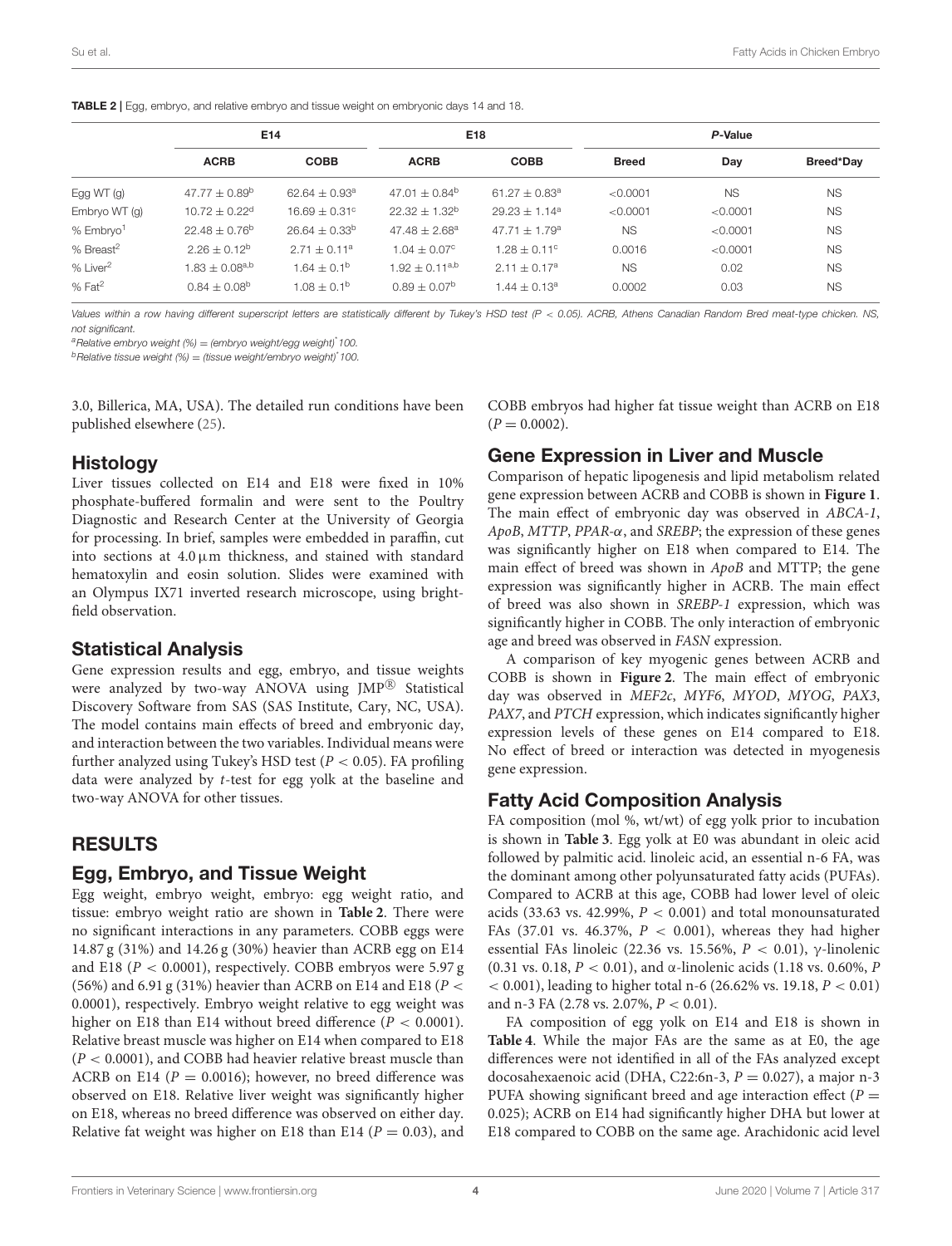**TABLE 2 |** Egg, embryo, and relative embryo and tissue weight on embryonic days 14 and 18.

| | E14 | | E18 | | *P*-Value | | |
|---|---|---|---|---|---|---|---|
| | **ACRB** | **COBB** | **ACRB** | **COBB** | **Breed** | **Day** | **Breed*Day** |
| Egg WT (g) | 47.77 ± 0.89[b] | 62.64 ± 0.93[a] | 47.01 ± 0.84[b] | 61.27 ± 0.83[a] | <0.0001 | NS | NS |
| Embryo WT (g) | 10.72 ± 0.22[d] | 16.69 ± 0.31[c] | 22.32 ± 1.32[b] | 29.23 ± 1.14[a] | <0.0001 | <0.0001 | NS |
| % Embryo[1] | 22.48 ± 0.76[b] | 26.64 ± 0.33[b] | 47.48 ± 2.68[a] | 47.71 ± 1.79[a] | NS | <0.0001 | NS |
| % Breast[2] | 2.26 ± 0.12[b] | 2.71 ± 0.11[a] | 1.04 ± 0.07[c] | 1.28 ± 0.11[c] | 0.0016 | <0.0001 | NS |
| % Liver[2] | 1.83 ± 0.08[a,b] | 1.64 ± 0.1[b] | 1.92 ± 0.11[a,b] | 2.11 ± 0.17[a] | NS | 0.02 | NS |
| % Fat[2] | 0.84 ± 0.08[b] | 1.08 ± 0.1[b] | 0.89 ± 0.07[b] | 1.44 ± 0.13[a] | 0.0002 | 0.03 | NS |

*Values within a row having different superscript letters are statistically different by Tukey's HSD test (P < 0.05). ACRB, Athens Canadian Random Bred meat-type chicken. NS, not significant.*

*[a]Relative embryo weight (%) = (embryo weight/egg weight)*100.*

*[b]Relative tissue weight (%) = (tissue weight/embryo weight)*100.*

3.0, Billerica, MA, USA). The detailed run conditions have been published elsewhere (25).

## Histology

Liver tissues collected on E14 and E18 were fixed in 10% phosphate-buffered formalin and were sent to the Poultry Diagnostic and Research Center at the University of Georgia for processing. In brief, samples were embedded in paraffin, cut into sections at 4.0 µm thickness, and stained with standard hematoxylin and eosin solution. Slides were examined with an Olympus IX71 inverted research microscope, using bright-field observation.

## Statistical Analysis

Gene expression results and egg, embryo, and tissue weights were analyzed by two-way ANOVA using JMP® Statistical Discovery Software from SAS (SAS Institute, Cary, NC, USA). The model contains main effects of breed and embryonic day, and interaction between the two variables. Individual means were further analyzed using Tukey's HSD test ($P < 0.05$). FA profiling data were analyzed by *t*-test for egg yolk at the baseline and two-way ANOVA for other tissues.

# RESULTS

## Egg, Embryo, and Tissue Weight

Egg weight, embryo weight, embryo: egg weight ratio, and tissue: embryo weight ratio are shown in **Table 2**. There were no significant interactions in any parameters. COBB eggs were 14.87 g (31%) and 14.26 g (30%) heavier than ACRB egg on E14 and E18 ($P < 0.0001$), respectively. COBB embryos were 5.97 g (56%) and 6.91 g (31%) heavier than ACRB on E14 and E18 ($P < 0.0001$), respectively. Embryo weight relative to egg weight was higher on E18 than E14 without breed difference ($P < 0.0001$). Relative breast muscle was higher on E14 when compared to E18 ($P < 0.0001$), and COBB had heavier relative breast muscle than ACRB on E14 ($P = 0.0016$); however, no breed difference was observed on E18. Relative liver weight was significantly higher on E18, whereas no breed difference was observed on either day. Relative fat weight was higher on E18 than E14 ($P = 0.03$), and COBB embryos had higher fat tissue weight than ACRB on E18 ($P = 0.0002$).

## Gene Expression in Liver and Muscle

Comparison of hepatic lipogenesis and lipid metabolism related gene expression between ACRB and COBB is shown in **Figure 1**. The main effect of embryonic day was observed in *ABCA-1*, *ApoB*, *MTTP*, *PPAR-α*, and *SREBP*; the expression of these genes was significantly higher on E18 when compared to E14. The main effect of breed was shown in *ApoB* and MTTP; the gene expression was significantly higher in ACRB. The main effect of breed was also shown in *SREBP-1* expression, which was significantly higher in COBB. The only interaction of embryonic age and breed was observed in *FASN* expression.

A comparison of key myogenic genes between ACRB and COBB is shown in **Figure 2**. The main effect of embryonic day was observed in *MEF2c*, *MYF6*, *MYOD*, *MYOG*, *PAX3*, *PAX7*, and *PTCH* expression, which indicates significantly higher expression levels of these genes on E14 compared to E18. No effect of breed or interaction was detected in myogenesis gene expression.

## Fatty Acid Composition Analysis

FA composition (mol %, wt/wt) of egg yolk prior to incubation is shown in **Table 3**. Egg yolk at E0 was abundant in oleic acid followed by palmitic acid. linoleic acid, an essential n-6 FA, was the dominant among other polyunsaturated fatty acids (PUFAs). Compared to ACRB at this age, COBB had lower level of oleic acids (33.63 vs. 42.99%, $P < 0.001$) and total monounsaturated FAs (37.01 vs. 46.37%, $P < 0.001$), whereas they had higher essential FAs linoleic (22.36 vs. 15.56%, $P < 0.01$), γ-linolenic (0.31 vs. 0.18, $P < 0.01$), and α-linolenic acids (1.18 vs. 0.60%, $P < 0.001$), leading to higher total n-6 (26.62% vs. 19.18, $P < 0.01$) and n-3 FA (2.78 vs. 2.07%, $P < 0.01$).

FA composition of egg yolk on E14 and E18 is shown in **Table 4**. While the major FAs are the same as at E0, the age differences were not identified in all of the FAs analyzed except docosahexaenoic acid (DHA, C22:6n-3, $P = 0.027$), a major n-3 PUFA showing significant breed and age interaction effect ($P = 0.025$); ACRB on E14 had significantly higher DHA but lower at E18 compared to COBB on the same age. Arachidonic acid level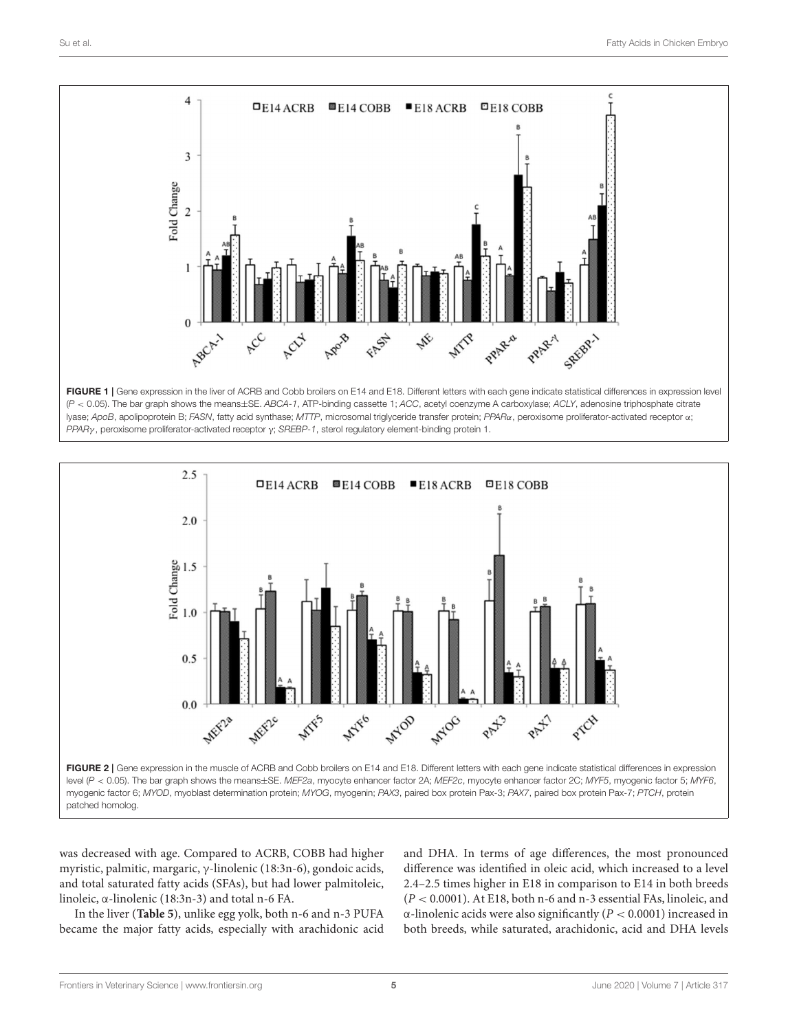FIGURE 1 | Gene expression in the liver of ACRB and Cobb broilers on E14 and E18. Different letters with each gene indicate statistical differences in expression level ($P < 0.05$). The bar graph shows the means±SE. *ABCA-1*, ATP-binding cassette 1; *ACC*, acetyl coenzyme A carboxylase; *ACLY*, adenosine triphosphate citrate lyase; *ApoB*, apolipoprotein B; *FASN*, fatty acid synthase; *MTTP*, microsomal triglyceride transfer protein; *PPARα*, peroxisome proliferator-activated receptor α; *PPARγ*, peroxisome proliferator-activated receptor γ; *SREBP-1*, sterol regulatory element-binding protein 1.

FIGURE 2 | Gene expression in the muscle of ACRB and Cobb broilers on E14 and E18. Different letters with each gene indicate statistical differences in expression level ($P < 0.05$). The bar graph shows the means±SE. *MEF2a*, myocyte enhancer factor 2A; *MEF2c*, myocyte enhancer factor 2C; *MYF5*, myogenic factor 5; *MYF6*, myogenic factor 6; *MYOD*, myoblast determination protein; *MYOG*, myogenin; *PAX3*, paired box protein Pax-3; *PAX7*, paired box protein Pax-7; *PTCH*, protein patched homolog.

was decreased with age. Compared to ACRB, COBB had higher myristic, palmitic, margaric, γ-linolenic (18:3n-6), gondoic acids, and total saturated fatty acids (SFAs), but had lower palmitoleic, linoleic, α-linolenic (18:3n-3) and total n-6 FA.

In the liver (**Table 5**), unlike egg yolk, both n-6 and n-3 PUFA became the major fatty acids, especially with arachidonic acid and DHA. In terms of age differences, the most pronounced difference was identified in oleic acid, which increased to a level 2.4–2.5 times higher in E18 in comparison to E14 in both breeds ($P < 0.0001$). At E18, both n-6 and n-3 essential FAs, linoleic, and α-linolenic acids were also significantly ($P < 0.0001$) increased in both breeds, while saturated, arachidonic, acid and DHA levels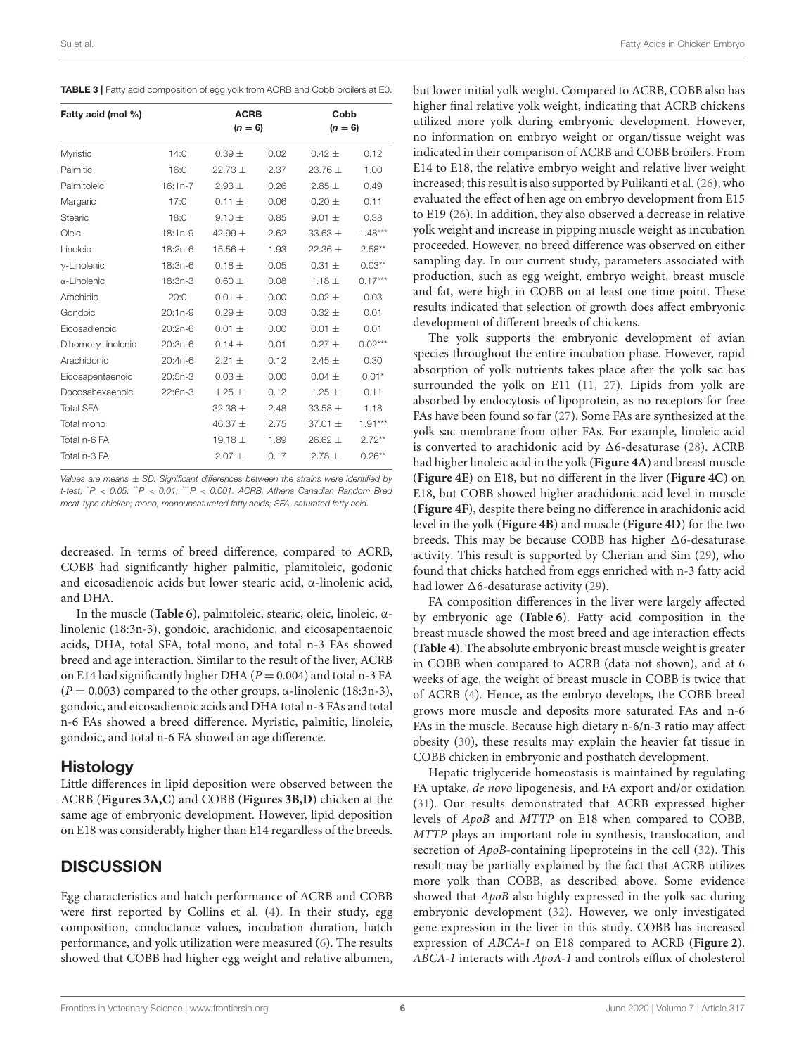**TABLE 3** | Fatty acid composition of egg yolk from ACRB and Cobb broilers at E0.

| Fatty acid (mol %) | | ACRB ($n = 6$) | | Cobb ($n = 6$) | |
|---|---|---|---|---|---|
| Myristic | 14:0 | 0.39 ± | 0.02 | 0.42 ± | 0.12 |
| Palmitic | 16:0 | 22.73 ± | 2.37 | 23.76 ± | 1.00 |
| Palmitoleic | 16:1n-7 | 2.93 ± | 0.26 | 2.85 ± | 0.49 |
| Margaric | 17:0 | 0.11 ± | 0.06 | 0.20 ± | 0.11 |
| Stearic | 18:0 | 9.10 ± | 0.85 | 9.01 ± | 0.38 |
| Oleic | 18:1n-9 | 42.99 ± | 2.62 | 33.63 ± | 1.48*** |
| Linoleic | 18:2n-6 | 15.56 ± | 1.93 | 22.36 ± | 2.58** |
| γ-Linolenic | 18:3n-6 | 0.18 ± | 0.05 | 0.31 ± | 0.03** |
| α-Linolenic | 18:3n-3 | 0.60 ± | 0.08 | 1.18 ± | 0.17*** |
| Arachidic | 20:0 | 0.01 ± | 0.00 | 0.02 ± | 0.03 |
| Gondoic | 20:1n-9 | 0.29 ± | 0.03 | 0.32 ± | 0.01 |
| Eicosadienoic | 20:2n-6 | 0.01 ± | 0.00 | 0.01 ± | 0.01 |
| Dihomo-γ-linolenic | 20:3n-6 | 0.14 ± | 0.01 | 0.27 ± | 0.02*** |
| Arachidonic | 20:4n-6 | 2.21 ± | 0.12 | 2.45 ± | 0.30 |
| Eicosapentaenoic | 20:5n-3 | 0.03 ± | 0.00 | 0.04 ± | 0.01* |
| Docosahexaenoic | 22:6n-3 | 1.25 ± | 0.12 | 1.25 ± | 0.11 |
| Total SFA | | 32.38 ± | 2.48 | 33.58 ± | 1.18 |
| Total mono | | 46.37 ± | 2.75 | 37.01 ± | 1.91*** |
| Total n-6 FA | | 19.18 ± | 1.89 | 26.62 ± | 2.72** |
| Total n-3 FA | | 2.07 ± | 0.17 | 2.78 ± | 0.26** |

*Values are means ± SD. Significant differences between the strains were identified by t-test; *$P < 0.05$; **$P < 0.01$; ***$P < 0.001$. ACRB, Athens Canadian Random Bred meat-type chicken; mono, monounsaturated fatty acids; SFA, saturated fatty acid.*

decreased. In terms of breed difference, compared to ACRB, COBB had significantly higher palmitic, plamitoleic, godonic and eicosadienoic acids but lower stearic acid, α-linolenic acid, and DHA.

In the muscle (**Table 6**), palmitoleic, stearic, oleic, linoleic, α-linolenic (18:3n-3), gondoic, arachidonic, and eicosapentaenoic acids, DHA, total SFA, total mono, and total n-3 FAs showed breed and age interaction. Similar to the result of the liver, ACRB on E14 had significantly higher DHA ($P = 0.004$) and total n-3 FA ($P = 0.003$) compared to the other groups. α-linolenic (18:3n-3), gondoic, and eicosadienoic acids and DHA total n-3 FAs and total n-6 FAs showed a breed difference. Myristic, palmitic, linoleic, gondoic, and total n-6 FA showed an age difference.

## Histology

Little differences in lipid deposition were observed between the ACRB (**Figures 3A,C**) and COBB (**Figures 3B,D**) chicken at the same age of embryonic development. However, lipid deposition on E18 was considerably higher than E14 regardless of the breeds.

# DISCUSSION

Egg characteristics and hatch performance of ACRB and COBB were first reported by Collins et al. (4). In their study, egg composition, conductance values, incubation duration, hatch performance, and yolk utilization were measured (6). The results showed that COBB had higher egg weight and relative albumen, but lower initial yolk weight. Compared to ACRB, COBB also has higher final relative yolk weight, indicating that ACRB chickens utilized more yolk during embryonic development. However, no information on embryo weight or organ/tissue weight was indicated in their comparison of ACRB and COBB broilers. From E14 to E18, the relative embryo weight and relative liver weight increased; this result is also supported by Pulikanti et al. (26), who evaluated the effect of hen age on embryo development from E15 to E19 (26). In addition, they also observed a decrease in relative yolk weight and increase in pipping muscle weight as incubation proceeded. However, no breed difference was observed on either sampling day. In our current study, parameters associated with production, such as egg weight, embryo weight, breast muscle and fat, were high in COBB on at least one time point. These results indicated that selection of growth does affect embryonic development of different breeds of chickens.

The yolk supports the embryonic development of avian species throughout the entire incubation phase. However, rapid absorption of yolk nutrients takes place after the yolk sac has surrounded the yolk on E11 (11, 27). Lipids from yolk are absorbed by endocytosis of lipoprotein, as no receptors for free FAs have been found so far (27). Some FAs are synthesized at the yolk sac membrane from other FAs. For example, linoleic acid is converted to arachidonic acid by Δ6-desaturase (28). ACRB had higher linoleic acid in the yolk (**Figure 4A**) and breast muscle (**Figure 4E**) on E18, but no different in the liver (**Figure 4C**) on E18, but COBB showed higher arachidonic acid level in muscle (**Figure 4F**), despite there being no difference in arachidonic acid level in the yolk (**Figure 4B**) and muscle (**Figure 4D**) for the two breeds. This may be because COBB has higher Δ6-desaturase activity. This result is supported by Cherian and Sim (29), who found that chicks hatched from eggs enriched with n-3 fatty acid had lower Δ6-desaturase activity (29).

FA composition differences in the liver were largely affected by embryonic age (**Table 6**). Fatty acid composition in the breast muscle showed the most breed and age interaction effects (**Table 4**). The absolute embryonic breast muscle weight is greater in COBB when compared to ACRB (data not shown), and at 6 weeks of age, the weight of breast muscle in COBB is twice that of ACRB (4). Hence, as the embryo develops, the COBB breed grows more muscle and deposits more saturated FAs and n-6 FAs in the muscle. Because high dietary n-6/n-3 ratio may affect obesity (30), these results may explain the heavier fat tissue in COBB chicken in embryonic and posthatch development.

Hepatic triglyceride homeostasis is maintained by regulating FA uptake, *de novo* lipogenesis, and FA export and/or oxidation (31). Our results demonstrated that ACRB expressed higher levels of *ApoB* and *MTTP* on E18 when compared to COBB. *MTTP* plays an important role in synthesis, translocation, and secretion of *ApoB*-containing lipoproteins in the cell (32). This result may be partially explained by the fact that ACRB utilizes more yolk than COBB, as described above. Some evidence showed that *ApoB* also highly expressed in the yolk sac during embryonic development (32). However, we only investigated gene expression in the liver in this study. COBB has increased expression of *ABCA-1* on E18 compared to ACRB (**Figure 2**). *ABCA-1* interacts with *ApoA-1* and controls efflux of cholesterol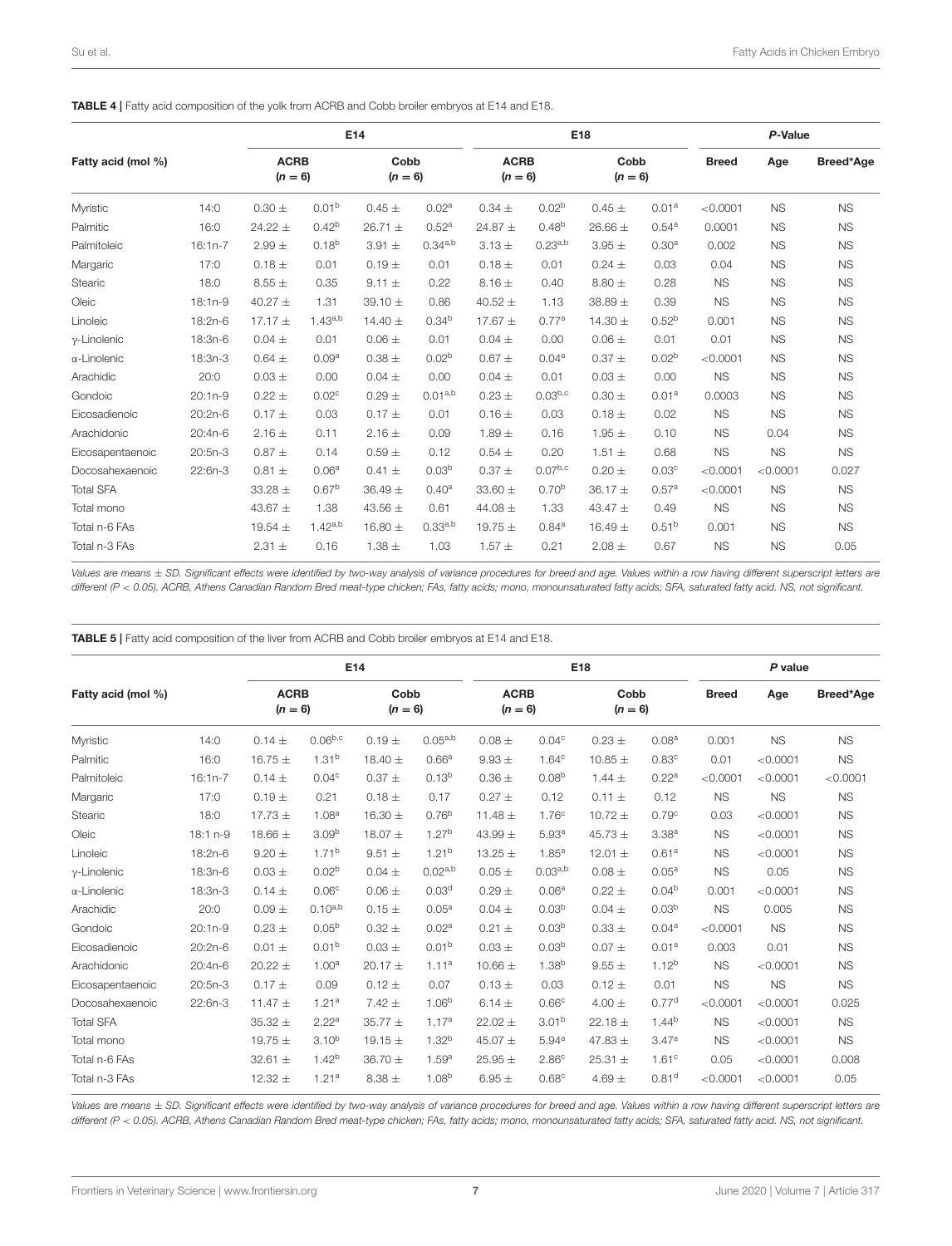**TABLE 4 |** Fatty acid composition of the yolk from ACRB and Cobb broiler embryos at E14 and E18.

| Fatty acid (mol %) | | E14 | | E18 | | *P*-Value | | |
|---|---|---|---|---|---|---|---|---|
| | | ACRB ($n = 6$) | Cobb ($n = 6$) | ACRB ($n = 6$) | Cobb ($n = 6$) | Breed | Age | Breed*Age |
| Myristic | 14:0 | 0.30 ± 0.01[b] | 0.45 ± 0.02[a] | 0.34 ± 0.02[b] | 0.45 ± 0.01[a] | <0.0001 | NS | NS |
| Palmitic | 16:0 | 24.22 ± 0.42[b] | 26.71 ± 0.52[a] | 24.87 ± 0.48[b] | 26.66 ± 0.54[a] | 0.0001 | NS | NS |
| Palmitoleic | 16:1n-7 | 2.99 ± 0.18[b] | 3.91 ± 0.34[a,b] | 3.13 ± 0.23[a,b] | 3.95 ± 0.30[a] | 0.002 | NS | NS |
| Margaric | 17:0 | 0.18 ± 0.01 | 0.19 ± 0.01 | 0.18 ± 0.01 | 0.24 ± 0.03 | 0.04 | NS | NS |
| Stearic | 18:0 | 8.55 ± 0.35 | 9.11 ± 0.22 | 8.16 ± 0.40 | 8.80 ± 0.28 | NS | NS | NS |
| Oleic | 18:1n-9 | 40.27 ± 1.31 | 39.10 ± 0.86 | 40.52 ± 1.13 | 38.89 ± 0.39 | NS | NS | NS |
| Linoleic | 18:2n-6 | 17.17 ± 1.43[a,b] | 14.40 ± 0.34[b] | 17.67 ± 0.77[a] | 14.30 ± 0.52[b] | 0.001 | NS | NS |
| γ-Linolenic | 18:3n-6 | 0.04 ± 0.01 | 0.06 ± 0.01 | 0.04 ± 0.00 | 0.06 ± 0.01 | 0.01 | NS | NS |
| α-Linolenic | 18:3n-3 | 0.64 ± 0.09[a] | 0.38 ± 0.02[b] | 0.67 ± 0.04[a] | 0.37 ± 0.02[b] | <0.0001 | NS | NS |
| Arachidic | 20:0 | 0.03 ± 0.00 | 0.04 ± 0.00 | 0.04 ± 0.01 | 0.03 ± 0.00 | NS | NS | NS |
| Gondoic | 20:1n-9 | 0.22 ± 0.02[c] | 0.29 ± 0.01[a,b] | 0.23 ± 0.03[b,c] | 0.30 ± 0.01[a] | 0.0003 | NS | NS |
| Eicosadienoic | 20:2n-6 | 0.17 ± 0.03 | 0.17 ± 0.01 | 0.16 ± 0.03 | 0.18 ± 0.02 | NS | NS | NS |
| Arachidonic | 20:4n-6 | 2.16 ± 0.11 | 2.16 ± 0.09 | 1.89 ± 0.16 | 1.95 ± 0.10 | NS | 0.04 | NS |
| Eicosapentaenoic | 20:5n-3 | 0.87 ± 0.14 | 0.59 ± 0.12 | 0.54 ± 0.20 | 1.51 ± 0.68 | NS | NS | NS |
| Docosahexaenoic | 22:6n-3 | 0.81 ± 0.06[a] | 0.41 ± 0.03[b] | 0.37 ± 0.07[b,c] | 0.20 ± 0.03[c] | <0.0001 | <0.0001 | 0.027 |
| Total SFA | | 33.28 ± 0.67[b] | 36.49 ± 0.40[a] | 33.60 ± 0.70[b] | 36.17 ± 0.57[a] | <0.0001 | NS | NS |
| Total mono | | 43.67 ± 1.38 | 43.56 ± 0.61 | 44.08 ± 1.33 | 43.47 ± 0.49 | NS | NS | NS |
| Total n-6 FAs | | 19.54 ± 1.42[a,b] | 16.80 ± 0.33[a,b] | 19.75 ± 0.84[a] | 16.49 ± 0.51[b] | 0.001 | NS | NS |
| Total n-3 FAs | | 2.31 ± 0.16 | 1.38 ± 1.03 | 1.57 ± 0.21 | 2.08 ± 0.67 | NS | NS | 0.05 |

*Values are means ± SD. Significant effects were identified by two-way analysis of variance procedures for breed and age. Values within a row having different superscript letters are different ($P < 0.05$). ACRB, Athens Canadian Random Bred meat-type chicken; FAs, fatty acids; mono, monounsaturated fatty acids; SFA, saturated fatty acid. NS, not significant.*

**TABLE 5 |** Fatty acid composition of the liver from ACRB and Cobb broiler embryos at E14 and E18.

| Fatty acid (mol %) | | E14 | | E18 | | *P* value | | |
|---|---|---|---|---|---|---|---|---|
| | | ACRB ($n = 6$) | Cobb ($n = 6$) | ACRB ($n = 6$) | Cobb ($n = 6$) | Breed | Age | Breed*Age |
| Myristic | 14:0 | 0.14 ± 0.06[b,c] | 0.19 ± 0.05[a,b] | 0.08 ± 0.04[c] | 0.23 ± 0.08[a] | 0.001 | NS | NS |
| Palmitic | 16:0 | 16.75 ± 1.31[b] | 18.40 ± 0.66[a] | 9.93 ± 1.64[c] | 10.85 ± 0.83[c] | 0.01 | <0.0001 | NS |
| Palmitoleic | 16:1n-7 | 0.14 ± 0.04[c] | 0.37 ± 0.13[b] | 0.36 ± 0.08[b] | 1.44 ± 0.22[a] | <0.0001 | <0.0001 | <0.0001 |
| Margaric | 17:0 | 0.19 ± 0.21 | 0.18 ± 0.17 | 0.27 ± 0.12 | 0.11 ± 0.12 | NS | NS | NS |
| Stearic | 18:0 | 17.73 ± 1.08[a] | 16.30 ± 0.76[b] | 11.48 ± 1.76[c] | 10.72 ± 0.79[c] | 0.03 | <0.0001 | NS |
| Oleic | 18:1 n-9 | 18.66 ± 3.09[b] | 18.07 ± 1.27[b] | 43.99 ± 5.93[a] | 45.73 ± 3.38[a] | NS | <0.0001 | NS |
| Linoleic | 18:2n-6 | 9.20 ± 1.71[b] | 9.51 ± 1.21[b] | 13.25 ± 1.85[a] | 12.01 ± 0.61[a] | NS | <0.0001 | NS |
| γ-Linolenic | 18:3n-6 | 0.03 ± 0.02[b] | 0.04 ± 0.02[a,b] | 0.05 ± 0.03[a,b] | 0.08 ± 0.05[a] | NS | 0.05 | NS |
| α-Linolenic | 18:3n-3 | 0.14 ± 0.06[c] | 0.06 ± 0.03[d] | 0.29 ± 0.06[a] | 0.22 ± 0.04[b] | 0.001 | <0.0001 | NS |
| Arachidic | 20:0 | 0.09 ± 0.10[a,b] | 0.15 ± 0.05[a] | 0.04 ± 0.03[b] | 0.04 ± 0.03[b] | NS | 0.005 | NS |
| Gondoic | 20:1n-9 | 0.23 ± 0.05[b] | 0.32 ± 0.02[a] | 0.21 ± 0.03[b] | 0.33 ± 0.04[a] | <0.0001 | NS | NS |
| Eicosadienoic | 20:2n-6 | 0.01 ± 0.01[b] | 0.03 ± 0.01[b] | 0.03 ± 0.03[b] | 0.07 ± 0.01[a] | 0.003 | 0.01 | NS |
| Arachidonic | 20:4n-6 | 20.22 ± 1.00[a] | 20.17 ± 1.11[a] | 10.66 ± 1.38[b] | 9.55 ± 1.12[b] | NS | <0.0001 | NS |
| Eicosapentaenoic | 20:5n-3 | 0.17 ± 0.09 | 0.12 ± 0.07 | 0.13 ± 0.03 | 0.12 ± 0.01 | NS | NS | NS |
| Docosahexaenoic | 22:6n-3 | 11.47 ± 1.21[a] | 7.42 ± 1.06[b] | 6.14 ± 0.66[c] | 4.00 ± 0.77[d] | <0.0001 | <0.0001 | 0.025 |
| Total SFA | | 35.32 ± 2.22[a] | 35.77 ± 1.17[a] | 22.02 ± 3.01[b] | 22.18 ± 1.44[b] | NS | <0.0001 | NS |
| Total mono | | 19.75 ± 3.10[b] | 19.15 ± 1.32[b] | 45.07 ± 5.94[a] | 47.83 ± 3.47[a] | NS | <0.0001 | NS |
| Total n-6 FAs | | 32.61 ± 1.42[b] | 36.70 ± 1.59[a] | 25.95 ± 2.86[c] | 25.31 ± 1.61[c] | 0.05 | <0.0001 | 0.008 |
| Total n-3 FAs | | 12.32 ± 1.21[a] | 8.38 ± 1.08[b] | 6.95 ± 0.68[c] | 4.69 ± 0.81[d] | <0.0001 | <0.0001 | 0.05 |

*Values are means ± SD. Significant effects were identified by two-way analysis of variance procedures for breed and age. Values within a row having different superscript letters are different ($P < 0.05$). ACRB, Athens Canadian Random Bred meat-type chicken; FAs, fatty acids; mono, monounsaturated fatty acids; SFA, saturated fatty acid. NS, not significant.*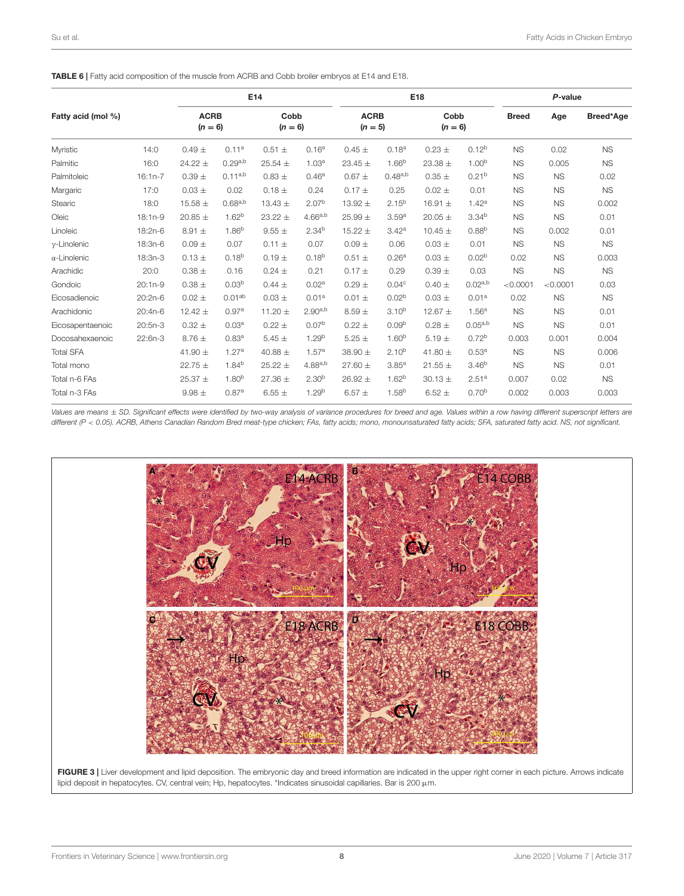**TABLE 6 |** Fatty acid composition of the muscle from ACRB and Cobb broiler embryos at E14 and E18.

| Fatty acid (mol %) | | E14 | | E18 | | *P*-value | | |
|---|---|---|---|---|---|---|---|---|
| | | ACRB ($n = 6$) | Cobb ($n = 6$) | ACRB ($n = 5$) | Cobb ($n = 6$) | Breed | Age | Breed*Age |
| Myristic | 14:0 | 0.49 ± 0.11[a] | 0.51 ± 0.16[a] | 0.45 ± 0.18[a] | 0.23 ± 0.12[b] | NS | 0.02 | NS |
| Palmitic | 16:0 | 24.22 ± 0.29[a,b] | 25.54 ± 1.03[a] | 23.45 ± 1.66[b] | 23.38 ± 1.00[b] | NS | 0.005 | NS |
| Palmitoleic | 16:1n-7 | 0.39 ± 0.11[a,b] | 0.83 ± 0.46[a] | 0.67 ± 0.48[a,b] | 0.35 ± 0.21[b] | NS | NS | 0.02 |
| Margaric | 17:0 | 0.03 ± 0.02 | 0.18 ± 0.24 | 0.17 ± 0.25 | 0.02 ± 0.01 | NS | NS | NS |
| Stearic | 18:0 | 15.58 ± 0.68[a,b] | 13.43 ± 2.07[b] | 13.92 ± 2.15[b] | 16.91 ± 1.42[a] | NS | NS | 0.002 |
| Oleic | 18:1n-9 | 20.85 ± 1.62[b] | 23.22 ± 4.66[a,b] | 25.99 ± 3.59[a] | 20.05 ± 3.34[b] | NS | NS | 0.01 |
| Linoleic | 18:2n-6 | 8.91 ± 1.86[b] | 9.55 ± 2.34[b] | 15.22 ± 3.42[a] | 10.45 ± 0.88[b] | NS | 0.002 | 0.01 |
| γ-Linolenic | 18:3n-6 | 0.09 ± 0.07 | 0.11 ± 0.07 | 0.09 ± 0.06 | 0.03 ± 0.01 | NS | NS | NS |
| α-Linolenic | 18:3n-3 | 0.13 ± 0.18[b] | 0.19 ± 0.18[b] | 0.51 ± 0.26[a] | 0.03 ± 0.02[b] | 0.02 | NS | 0.003 |
| Arachidic | 20:0 | 0.38 ± 0.16 | 0.24 ± 0.21 | 0.17 ± 0.29 | 0.39 ± 0.03 | NS | NS | NS |
| Gondoic | 20:1n-9 | 0.38 ± 0.03[b] | 0.44 ± 0.02[a] | 0.29 ± 0.04[c] | 0.40 ± 0.02[a,b] | <0.0001 | <0.0001 | 0.03 |
| Eicosadienoic | 20:2n-6 | 0.02 ± 0.01[ab] | 0.03 ± 0.01[a] | 0.01 ± 0.02[b] | 0.03 ± 0.01[a] | 0.02 | NS | NS |
| Arachidonic | 20:4n-6 | 12.42 ± 0.97[a] | 11.20 ± 2.90[a,b] | 8.59 ± 3.10[b] | 12.67 ± 1.56[a] | NS | NS | 0.01 |
| Eicosapentaenoic | 20:5n-3 | 0.32 ± 0.03[a] | 0.22 ± 0.07[b] | 0.22 ± 0.09[b] | 0.28 ± 0.05[a,b] | NS | NS | 0.01 |
| Docosahexaenoic | 22:6n-3 | 8.76 ± 0.83[a] | 5.45 ± 1.29[b] | 5.25 ± 1.60[b] | 5.19 ± 0.72[b] | 0.003 | 0.001 | 0.004 |
| Total SFA | | 41.90 ± 1.27[a] | 40.88 ± 1.57[a] | 38.90 ± 2.10[b] | 41.80 ± 0.53[a] | NS | NS | 0.006 |
| Total mono | | 22.75 ± 1.84[b] | 25.22 ± 4.88[a,b] | 27.60 ± 3.85[a] | 21.55 ± 3.46[b] | NS | NS | 0.01 |
| Total n-6 FAs | | 25.37 ± 1.80[b] | 27.36 ± 2.30[b] | 26.92 ± 1.62[b] | 30.13 ± 2.51[a] | 0.007 | 0.02 | NS |
| Total n-3 FAs | | 9.98 ± 0.87[a] | 6.55 ± 1.29[b] | 6.57 ± 1.58[b] | 6.52 ± 0.70[b] | 0.002 | 0.003 | 0.003 |

*Values are means ± SD. Significant effects were identified by two-way analysis of variance procedures for breed and age. Values within a row having different superscript letters are different ($P < 0.05$). ACRB, Athens Canadian Random Bred meat-type chicken; FAs, fatty acids; mono, monounsaturated fatty acids; SFA, saturated fatty acid. NS, not significant.*

**FIGURE 3 |** Liver development and lipid deposition. The embryonic day and breed information are indicated in the upper right corner in each picture. Arrows indicate lipid deposit in hepatocytes. CV, central vein; Hp, hepatocytes. *Indicates sinusoidal capillaries. Bar is 200 μm.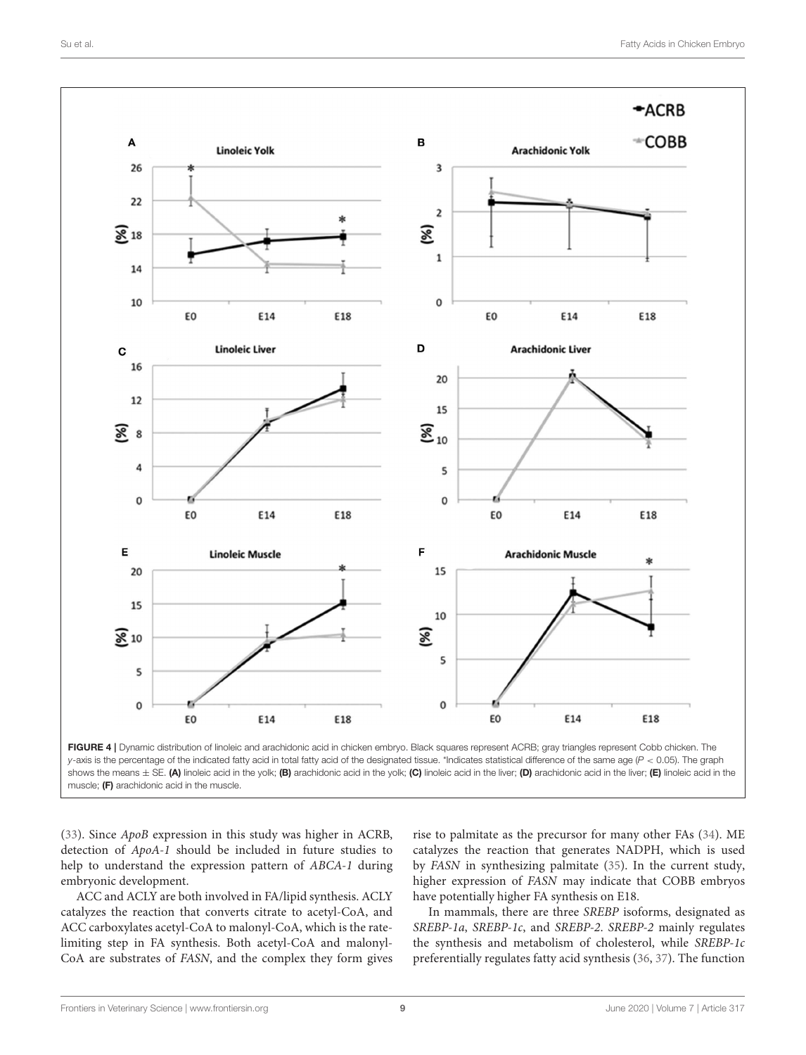FIGURE 4 | Dynamic distribution of linoleic and arachidonic acid in chicken embryo. Black squares represent ACRB; gray triangles represent Cobb chicken. The *y*-axis is the percentage of the indicated fatty acid in total fatty acid of the designated tissue. *Indicates statistical difference of the same age ($P < 0.05$). The graph shows the means ± SE. **(A)** linoleic acid in the yolk; **(B)** arachidonic acid in the yolk; **(C)** linoleic acid in the liver; **(D)** arachidonic acid in the liver; **(E)** linoleic acid in the muscle; **(F)** arachidonic acid in the muscle.

(33). Since *ApoB* expression in this study was higher in ACRB, detection of *ApoA-1* should be included in future studies to help to understand the expression pattern of *ABCA-1* during embryonic development.

ACC and ACLY are both involved in FA/lipid synthesis. ACLY catalyzes the reaction that converts citrate to acetyl-CoA, and ACC carboxylates acetyl-CoA to malonyl-CoA, which is the rate-limiting step in FA synthesis. Both acetyl-CoA and malonyl-CoA are substrates of *FASN*, and the complex they form gives rise to palmitate as the precursor for many other FAs (34). ME catalyzes the reaction that generates NADPH, which is used by *FASN* in synthesizing palmitate (35). In the current study, higher expression of *FASN* may indicate that COBB embryos have potentially higher FA synthesis on E18.

In mammals, there are three *SREBP* isoforms, designated as *SREBP-1a*, *SREBP-1c*, and *SREBP-2*. *SREBP-2* mainly regulates the synthesis and metabolism of cholesterol, while *SREBP-1c* preferentially regulates fatty acid synthesis (36, 37). The function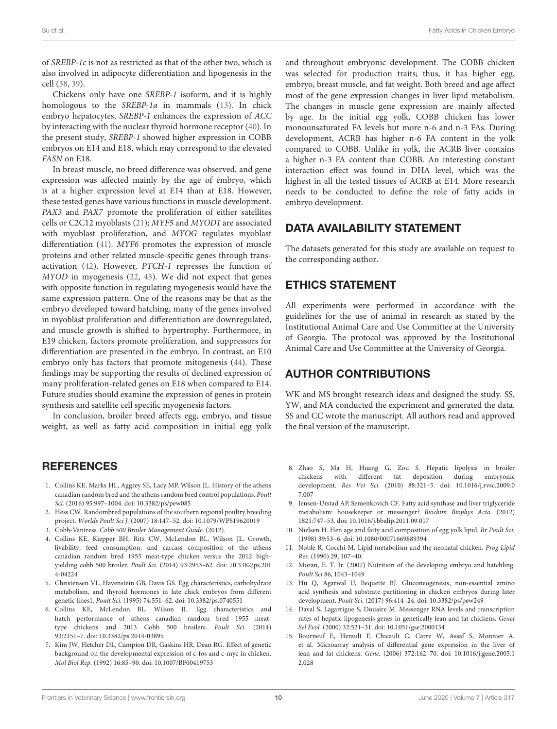of *SREBP-1c* is not as restricted as that of the other two, which is also involved in adipocyte differentiation and lipogenesis in the cell (38, 39).

Chickens only have one *SREBP-1* isoform, and it is highly homologous to the *SREBP-1a* in mammals (13). In chick embryo hepatocytes, *SREBP-1* enhances the expression of *ACC* by interacting with the nuclear thyroid hormone receptor (40). In the present study, *SREBP-1* showed higher expression in COBB embryos on E14 and E18, which may correspond to the elevated *FASN* on E18.

In breast muscle, no breed difference was observed, and gene expression was affected mainly by the age of embryo, which is at a higher expression level at E14 than at E18. However, these tested genes have various functions in muscle development. *PAX3* and *PAX7* promote the proliferation of either satellites cells or C2C12 myoblasts (21); *MYF5* and *MYOD1* are associated with myoblast proliferation, and *MYOG* regulates myoblast differentiation (41). *MYF6* promotes the expression of muscle proteins and other related muscle-specific genes through trans-activation (42). However, *PTCH-1* represses the function of *MYOD* in myogenesis (22, 43). We did not expect that genes with opposite function in regulating myogenesis would have the same expression pattern. One of the reasons may be that as the embryo developed toward hatching, many of the genes involved in myoblast proliferation and differentiation are downregulated, and muscle growth is shifted to hypertrophy. Furthermore, in E19 chicken, factors promote proliferation, and suppressors for differentiation are presented in the embryo. In contrast, an E10 embryo only has factors that promote mitogenesis (44). These findings may be supporting the results of declined expression of many proliferation-related genes on E18 when compared to E14. Future studies should examine the expression of genes in protein synthesis and satellite cell specific myogenesis factors.

In conclusion, broiler breed affects egg, embryo, and tissue weight, as well as fatty acid composition in initial egg yolk and throughout embryonic development. The COBB chicken was selected for production traits; thus, it has higher egg, embryo, breast muscle, and fat weight. Both breed and age affect most of the gene expression changes in liver lipid metabolism. The changes in muscle gene expression are mainly affected by age. In the initial egg yolk, COBB chicken has lower monounsaturated FA levels but more n-6 and n-3 FAs. During development, ACRB has higher n-6 FA content in the yolk compared to COBB. Unlike in yolk, the ACRB liver contains a higher n-3 FA content than COBB. An interesting constant interaction effect was found in DHA level, which was the highest in all the tested tissues of ACRB at E14. More research needs to be conducted to define the role of fatty acids in embryo development.

## DATA AVAILABILITY STATEMENT

The datasets generated for this study are available on request to the corresponding author.

## ETHICS STATEMENT

All experiments were performed in accordance with the guidelines for the use of animal in research as stated by the Institutional Animal Care and Use Committee at the University of Georgia. The protocol was approved by the Institutional Animal Care and Use Committee at the University of Georgia.

## AUTHOR CONTRIBUTIONS

WK and MS brought research ideas and designed the study. SS, YW, and MA conducted the experiment and generated the data. SS and CC wrote the manuscript. All authors read and approved the final version of the manuscript.

## REFERENCES

1. Collins KE, Marks HL, Aggrey SE, Lacy MP, Wilson JL. History of the athens canadian random bred and the athens random bred control populations. *Poult Sci.* (2016) 95:997–1004. doi: 10.3382/ps/pew085
2. Hess CW. Randombred populations of the southern regional poultry breeding project. *Worlds Poult Sci J.* (2007) 18:147–52. doi: 10.1079/WPS19620019
3. Cobb-Vantress. *Cobb 500 Broiler Management Guide*. (2012).
4. Collins KE, Kiepper BH, Ritz CW, McLendon BL, Wilson JL. Growth, livability, feed consumption, and carcass composition of the athens canadian random bred 1955 meat-type chicken versus the 2012 high-yielding cobb 500 broiler. *Poult Sci.* (2014) 93:2953–62. doi: 10.3382/ps.2014-04224
5. Christensen VL, Havenstein GB, Davis GS. Egg characteristics, carbohydrate metabolism, and thyroid hormones in late chick embryos from different strain lines1. *Poult Sci.* (1995) 74:551–62. doi: 10.3382/ps.0740551
6. Collins KE, McLendon BL, Wilson JL. Egg characteristics and hatch performance of athens canadian random bred 1955 meat-type chickens and 2013 Cobb 500 broilers. *Poult Sci.* (2014) 93:2151–7. doi: 10.3382/ps.2014-03895
7. Kim JW, Fletcher DL, Campion DR, Gaskins HR, Dean RG. Effect of genetic background on the developmental expression of c-fos and c-myc in chicken. *Mol Biol Rep.* (1992) 16:85–90. doi: 10.1007/BF00419753
8. Zhao S, Ma H, Huang G, Zou S. Hepatic lipolysis in broiler chickens with different fat deposition during embryonic development. *Res Vet Sci.* (2010) 88:321–5. doi: 10.1016/j.rvsc.2009.07.007
9. Jensen-Urstad AP, Semenkovich CF. Fatty acid synthase and liver triglyceride metabolism: housekeeper or messenger? *Biochim Biophys Acta.* (2012) 1821:747–53. doi: 10.1016/j.bbalip.2011.09.017
10. Nielsen H. Hen age and fatty acid composition of egg yolk lipid. *Br Poult Sci.* (1998) 39:53–6. doi: 10.1080/00071669889394
11. Noble R, Cocchi M. Lipid metabolism and the neonatal chicken. *Prog Lipid Res.* (1990) 29, 107–40.
12. Moran, E. T. Jr. (2007) Nutrition of the developing embryo and hatchling. *Poult Sci* 86, 1043–1049
13. Hu Q, Agarwal U, Bequette BJ. Gluconeogenesis, non-essential amino acid synthesis and substrate partitioning in chicken embryos during later development. *Poult Sci.* (2017) 96:414–24. doi: 10.3382/ps/pew249
14. Daval S, Lagarrigue S, Douaire M. Messenger RNA levels and transcription rates of hepatic lipogenesis genes in genetically lean and fat chickens. *Genet Sel Evol.* (2000) 32:521–31. doi: 10.1051/gse:2000134
15. Bourneuf E, Herault F, Chicault C, Carre W, Assaf S, Monnier A, et al. Microarray analysis of differential gene expression in the liver of lean and fat chickens. *Gene.* (2006) 372:162–70. doi: 10.1016/j.gene.2005.12.028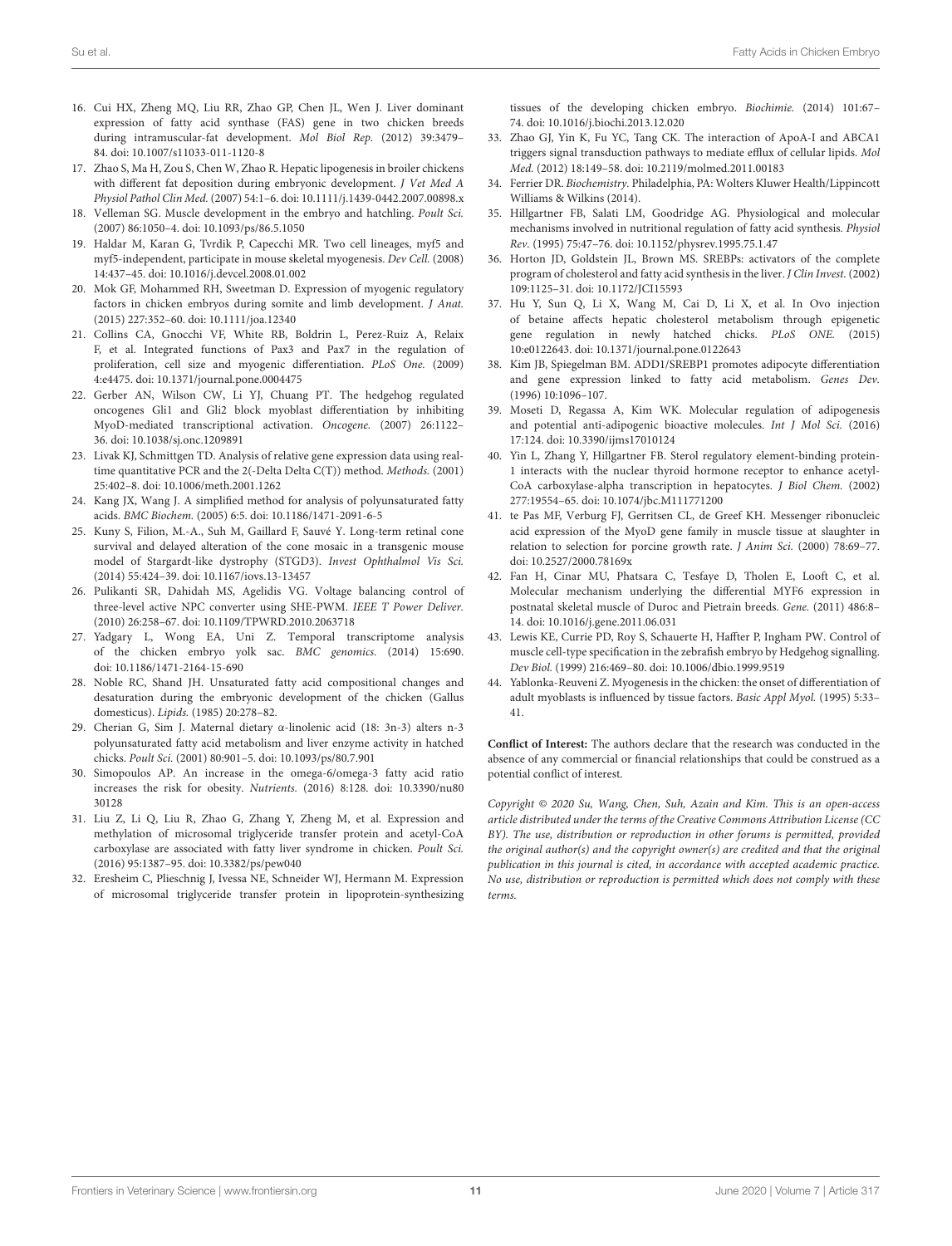16. Cui HX, Zheng MQ, Liu RR, Zhao GP, Chen JL, Wen J. Liver dominant expression of fatty acid synthase (FAS) gene in two chicken breeds during intramuscular-fat development. *Mol Biol Rep.* (2012) 39:3479–84. doi: 10.1007/s11033-011-1120-8
17. Zhao S, Ma H, Zou S, Chen W, Zhao R. Hepatic lipogenesis in broiler chickens with different fat deposition during embryonic development. *J Vet Med A Physiol Pathol Clin Med.* (2007) 54:1–6. doi: 10.1111/j.1439-0442.2007.00898.x
18. Velleman SG. Muscle development in the embryo and hatchling. *Poult Sci.* (2007) 86:1050–4. doi: 10.1093/ps/86.5.1050
19. Haldar M, Karan G, Tvrdik P, Capecchi MR. Two cell lineages, myf5 and myf5-independent, participate in mouse skeletal myogenesis. *Dev Cell.* (2008) 14:437–45. doi: 10.1016/j.devcel.2008.01.002
20. Mok GF, Mohammed RH, Sweetman D. Expression of myogenic regulatory factors in chicken embryos during somite and limb development. *J Anat.* (2015) 227:352–60. doi: 10.1111/joa.12340
21. Collins CA, Gnocchi VF, White RB, Boldrin L, Perez-Ruiz A, Relaix F, et al. Integrated functions of Pax3 and Pax7 in the regulation of proliferation, cell size and myogenic differentiation. *PLoS One.* (2009) 4:e4475. doi: 10.1371/journal.pone.0004475
22. Gerber AN, Wilson CW, Li YJ, Chuang PT. The hedgehog regulated oncogenes Gli1 and Gli2 block myoblast differentiation by inhibiting MyoD-mediated transcriptional activation. *Oncogene.* (2007) 26:1122–36. doi: 10.1038/sj.onc.1209891
23. Livak KJ, Schmittgen TD. Analysis of relative gene expression data using real-time quantitative PCR and the 2(-Delta Delta C(T)) method. *Methods.* (2001) 25:402–8. doi: 10.1006/meth.2001.1262
24. Kang JX, Wang J. A simplified method for analysis of polyunsaturated fatty acids. *BMC Biochem.* (2005) 6:5. doi: 10.1186/1471-2091-6-5
25. Kuny S, Filion, M.-A., Suh M, Gaillard F, Sauvé Y. Long-term retinal cone survival and delayed alteration of the cone mosaic in a transgenic mouse model of Stargardt-like dystrophy (STGD3). *Invest Ophthalmol Vis Sci.* (2014) 55:424–39. doi: 10.1167/iovs.13-13457
26. Pulikanti SR, Dahidah MS, Agelidis VG. Voltage balancing control of three-level active NPC converter using SHE-PWM. *IEEE T Power Deliver.* (2010) 26:258–67. doi: 10.1109/TPWRD.2010.2063718
27. Yadgary L, Wong EA, Uni Z. Temporal transcriptome analysis of the chicken embryo yolk sac. *BMC genomics.* (2014) 15:690. doi: 10.1186/1471-2164-15-690
28. Noble RC, Shand JH. Unsaturated fatty acid compositional changes and desaturation during the embryonic development of the chicken (Gallus domesticus). *Lipids.* (1985) 20:278–82.
29. Cherian G, Sim J. Maternal dietary α-linolenic acid (18: 3n-3) alters n-3 polyunsaturated fatty acid metabolism and liver enzyme activity in hatched chicks. *Poult Sci.* (2001) 80:901–5. doi: 10.1093/ps/80.7.901
30. Simopoulos AP. An increase in the omega-6/omega-3 fatty acid ratio increases the risk for obesity. *Nutrients.* (2016) 8:128. doi: 10.3390/nu8030128
31. Liu Z, Li Q, Liu R, Zhao G, Zhang Y, Zheng M, et al. Expression and methylation of microsomal triglyceride transfer protein and acetyl-CoA carboxylase are associated with fatty liver syndrome in chicken. *Poult Sci.* (2016) 95:1387–95. doi: 10.3382/ps/pew040
32. Eresheim C, Plieschnig J, Ivessa NE, Schneider WJ, Hermann M. Expression of microsomal triglyceride transfer protein in lipoprotein-synthesizing tissues of the developing chicken embryo. *Biochimie.* (2014) 101:67–74. doi: 10.1016/j.biochi.2013.12.020
33. Zhao GJ, Yin K, Fu YC, Tang CK. The interaction of ApoA-I and ABCA1 triggers signal transduction pathways to mediate efflux of cellular lipids. *Mol Med.* (2012) 18:149–58. doi: 10.2119/molmed.2011.00183
34. Ferrier DR. *Biochemistry.* Philadelphia, PA: Wolters Kluwer Health/Lippincott Williams & Wilkins (2014).
35. Hillgartner FB, Salati LM, Goodridge AG. Physiological and molecular mechanisms involved in nutritional regulation of fatty acid synthesis. *Physiol Rev.* (1995) 75:47–76. doi: 10.1152/physrev.1995.75.1.47
36. Horton JD, Goldstein JL, Brown MS. SREBPs: activators of the complete program of cholesterol and fatty acid synthesis in the liver. *J Clin Invest.* (2002) 109:1125–31. doi: 10.1172/JCI15593
37. Hu Y, Sun Q, Li X, Wang M, Cai D, Li X, et al. In Ovo injection of betaine affects hepatic cholesterol metabolism through epigenetic gene regulation in newly hatched chicks. *PLoS ONE.* (2015) 10:e0122643. doi: 10.1371/journal.pone.0122643
38. Kim JB, Spiegelman BM. ADD1/SREBP1 promotes adipocyte differentiation and gene expression linked to fatty acid metabolism. *Genes Dev.* (1996) 10:1096–107.
39. Moseti D, Regassa A, Kim WK. Molecular regulation of adipogenesis and potential anti-adipogenic bioactive molecules. *Int J Mol Sci.* (2016) 17:124. doi: 10.3390/ijms17010124
40. Yin L, Zhang Y, Hillgartner FB. Sterol regulatory element-binding protein-1 interacts with the nuclear thyroid hormone receptor to enhance acetyl-CoA carboxylase-alpha transcription in hepatocytes. *J Biol Chem.* (2002) 277:19554–65. doi: 10.1074/jbc.M111771200
41. te Pas MF, Verburg FJ, Gerritsen CL, de Greef KH. Messenger ribonucleic acid expression of the MyoD gene family in muscle tissue at slaughter in relation to selection for porcine growth rate. *J Anim Sci.* (2000) 78:69–77. doi: 10.2527/2000.78169x
42. Fan H, Cinar MU, Phatsara C, Tesfaye D, Tholen E, Looft C, et al. Molecular mechanism underlying the differential MYF6 expression in postnatal skeletal muscle of Duroc and Pietrain breeds. *Gene.* (2011) 486:8–14. doi: 10.1016/j.gene.2011.06.031
43. Lewis KE, Currie PD, Roy S, Schauerte H, Haffter P, Ingham PW. Control of muscle cell-type specification in the zebrafish embryo by Hedgehog signalling. *Dev Biol.* (1999) 216:469–80. doi: 10.1006/dbio.1999.9519
44. Yablonka-Reuveni Z. Myogenesis in the chicken: the onset of differentiation of adult myoblasts is influenced by tissue factors. *Basic Appl Myol.* (1995) 5:33–41.

**Conflict of Interest:** The authors declare that the research was conducted in the absence of any commercial or financial relationships that could be construed as a potential conflict of interest.

*Copyright © 2020 Su, Wang, Chen, Suh, Azain and Kim. This is an open-access article distributed under the terms of the Creative Commons Attribution License (CC BY). The use, distribution or reproduction in other forums is permitted, provided the original author(s) and the copyright owner(s) are credited and that the original publication in this journal is cited, in accordance with accepted academic practice. No use, distribution or reproduction is permitted which does not comply with these terms.*